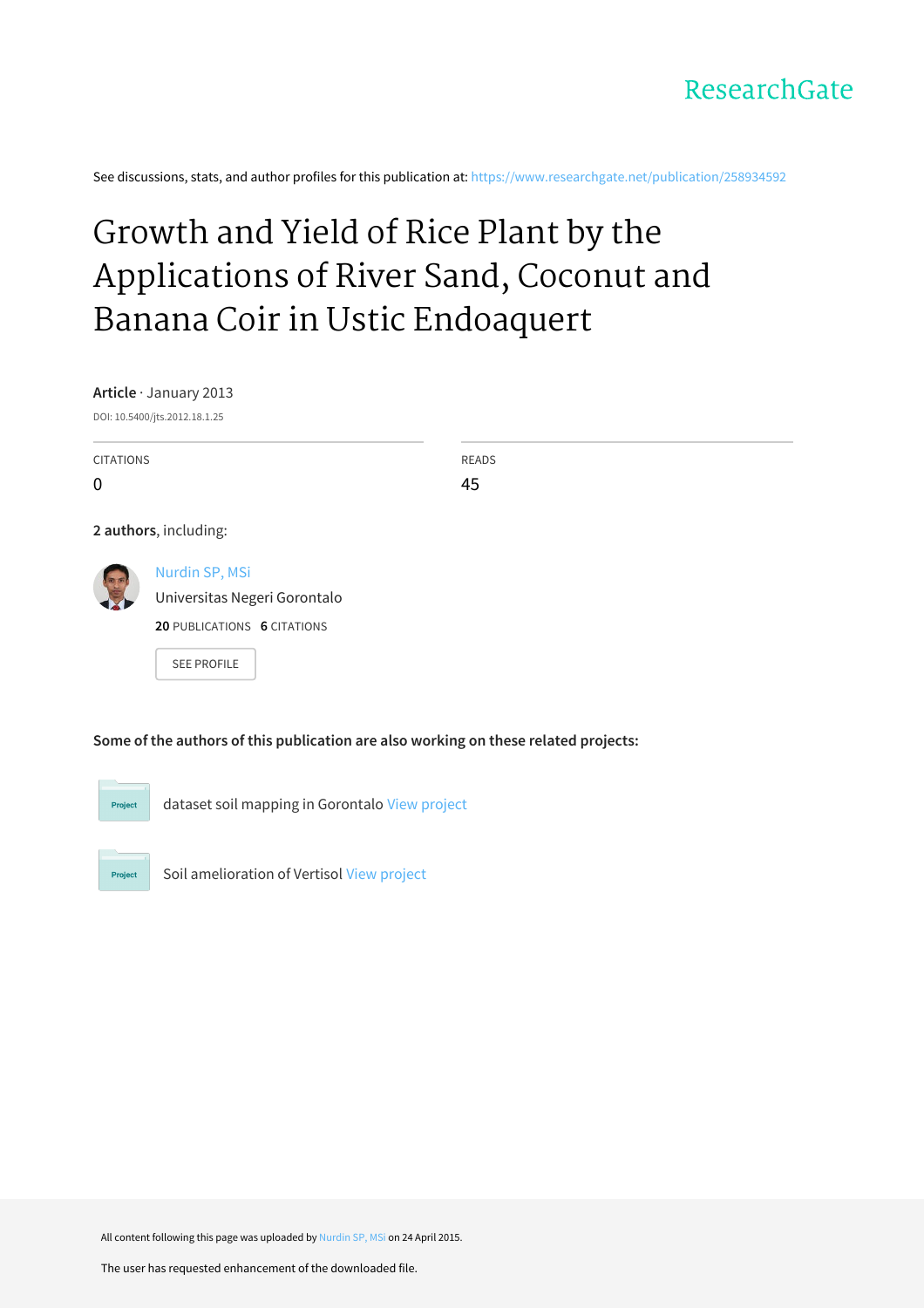ResearchGate

See discussions, stats, and author profiles for this publication at: https://www.researchgate.net/publication/258934592

# Growth and Yield of Rice Plant by the Applications of River Sand, Coconut and Banana Coir in Ustic Endoaquert

**Article** · January 2013

DOI: 10.5400/jts.2012.18.1.25

| CITATIONS | READS |
| --- | --- |
| 0 | 45 |

**2 authors**, including:

Nurdin SP, MSi
Universitas Negeri Gorontalo
**20** PUBLICATIONS **6** CITATIONS

SEE PROFILE

**Some of the authors of this publication are also working on these related projects:**

Project: dataset soil mapping in Gorontalo View project

Project: Soil amelioration of Vertisol View project

All content following this page was uploaded by Nurdin SP, MSi on 24 April 2015.

The user has requested enhancement of the downloaded file.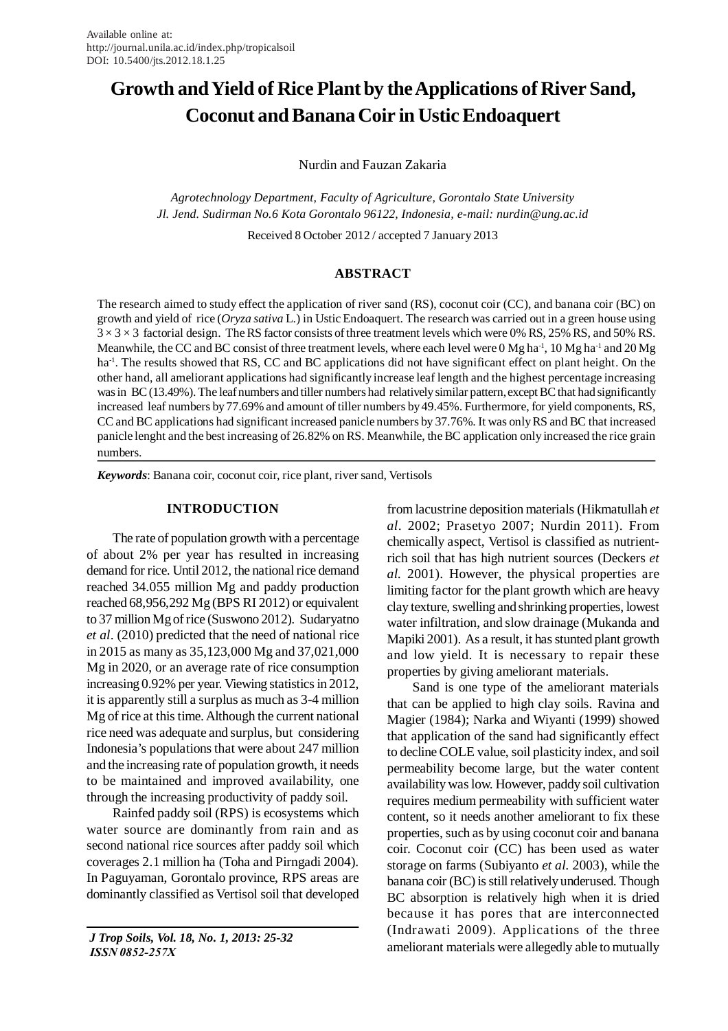Available online at:
http://journal.unila.ac.id/index.php/tropicalsoil
DOI: 10.5400/jts.2012.18.1.25

# Growth and Yield of Rice Plant by the Applications of River Sand, Coconut and Banana Coir in Ustic Endoaquert

Nurdin and Fauzan Zakaria

*Agrotechnology Department, Faculty of Agriculture, Gorontalo State University Jl. Jend. Sudirman No.6 Kota Gorontalo 96122, Indonesia, e-mail: nurdin@ung.ac.id*

Received 8 October 2012 / accepted 7 January 2013

## ABSTRACT

The research aimed to study effect the application of river sand (RS), coconut coir (CC), and banana coir (BC) on growth and yield of rice (*Oryza sativa* L.) in Ustic Endoaquert. The research was carried out in a green house using $3 \times 3 \times 3$ factorial design. The RS factor consists of three treatment levels which were 0% RS, 25% RS, and 50% RS. Meanwhile, the CC and BC consist of three treatment levels, where each level were 0 Mg ha$^{-1}$, 10 Mg ha$^{-1}$ and 20 Mg ha$^{-1}$. The results showed that RS, CC and BC applications did not have significant effect on plant height. On the other hand, all ameliorant applications had significantly increase leaf length and the highest percentage increasing was in BC (13.49%). The leaf numbers and tiller numbers had relatively similar pattern, except BC that had significantly increased leaf numbers by 77.69% and amount of tiller numbers by 49.45%. Furthermore, for yield components, RS, CC and BC applications had significant increased panicle numbers by 37.76%. It was only RS and BC that increased panicle lenght and the best increasing of 26.82% on RS. Meanwhile, the BC application only increased the rice grain numbers.

***Keywords***: Banana coir, coconut coir, rice plant, river sand, Vertisols

## INTRODUCTION

The rate of population growth with a percentage of about 2% per year has resulted in increasing demand for rice. Until 2012, the national rice demand reached 34.055 million Mg and paddy production reached 68,956,292 Mg (BPS RI 2012) or equivalent to 37 million Mg of rice (Suswono 2012). Sudaryatno *et al*. (2010) predicted that the need of national rice in 2015 as many as 35,123,000 Mg and 37,021,000 Mg in 2020, or an average rate of rice consumption increasing 0.92% per year. Viewing statistics in 2012, it is apparently still a surplus as much as 3-4 million Mg of rice at this time. Although the current national rice need was adequate and surplus, but considering Indonesia's populations that were about 247 million and the increasing rate of population growth, it needs to be maintained and improved availability, one through the increasing productivity of paddy soil.

Rainfed paddy soil (RPS) is ecosystems which water source are dominantly from rain and as second national rice sources after paddy soil which coverages 2.1 million ha (Toha and Pirngadi 2004). In Paguyaman, Gorontalo province, RPS areas are dominantly classified as Vertisol soil that developed from lacustrine deposition materials (Hikmatullah *et al*. 2002; Prasetyo 2007; Nurdin 2011). From chemically aspect, Vertisol is classified as nutrient-rich soil that has high nutrient sources (Deckers *et al.* 2001). However, the physical properties are limiting factor for the plant growth which are heavy clay texture, swelling and shrinking properties, lowest water infiltration, and slow drainage (Mukanda and Mapiki 2001). As a result, it has stunted plant growth and low yield. It is necessary to repair these properties by giving ameliorant materials.

Sand is one type of the ameliorant materials that can be applied to high clay soils. Ravina and Magier (1984); Narka and Wiyanti (1999) showed that application of the sand had significantly effect to decline COLE value, soil plasticity index, and soil permeability become large, but the water content availability was low. However, paddy soil cultivation requires medium permeability with sufficient water content, so it needs another ameliorant to fix these properties, such as by using coconut coir and banana coir. Coconut coir (CC) has been used as water storage on farms (Subiyanto *et al.* 2003), while the banana coir (BC) is still relatively underused. Though BC absorption is relatively high when it is dried because it has pores that are interconnected (Indrawati 2009). Applications of the three ameliorant materials were allegedly able to mutually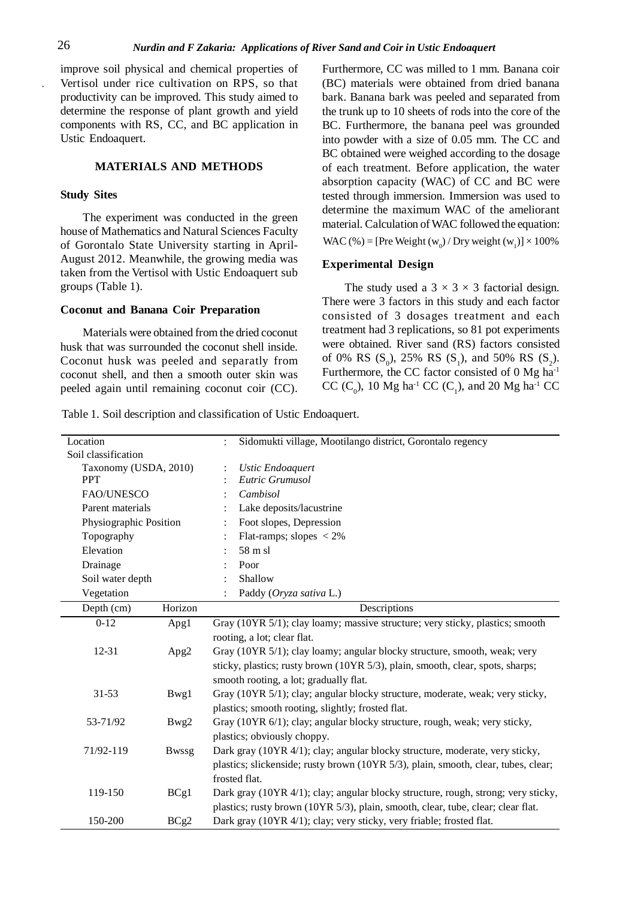improve soil physical and chemical properties of Vertisol under rice cultivation on RPS, so that productivity can be improved. This study aimed to determine the response of plant growth and yield components with RS, CC, and BC application in Ustic Endoaquert.

## MATERIALS AND METHODS

### Study Sites

The experiment was conducted in the green house of Mathematics and Natural Sciences Faculty of Gorontalo State University starting in April-August 2012. Meanwhile, the growing media was taken from the Vertisol with Ustic Endoaquert sub groups (Table 1).

### Coconut and Banana Coir Preparation

Materials were obtained from the dried coconut husk that was surrounded the coconut shell inside. Coconut husk was peeled and separatly from coconut shell, and then a smooth outer skin was peeled again until remaining coconut coir (CC). Furthermore, CC was milled to 1 mm. Banana coir (BC) materials were obtained from dried banana bark. Banana bark was peeled and separated from the trunk up to 10 sheets of rods into the core of the BC. Furthermore, the banana peel was grounded into powder with a size of 0.05 mm. The CC and BC obtained were weighed according to the dosage of each treatment. Before application, the water absorption capacity (WAC) of CC and BC were tested through immersion. Immersion was used to determine the maximum WAC of the ameliorant material. Calculation of WAC followed the equation:

$$\text{WAC (\%)} = [\text{Pre Weight } (w_0) / \text{Dry weight } (w_1)] \times 100\%$$

### Experimental Design

The study used a $3 \times 3 \times 3$ factorial design. There were 3 factors in this study and each factor consisted of 3 dosages treatment and each treatment had 3 replications, so 81 pot experiments were obtained. River sand (RS) factors consisted of 0% RS ($S_0$), 25% RS ($S_1$), and 50% RS ($S_2$). Furthermore, the CC factor consisted of 0 Mg ha$^{-1}$ CC ($C_0$), 10 Mg ha$^{-1}$ CC ($C_1$), and 20 Mg ha$^{-1}$ CC

Table 1. Soil description and classification of Ustic Endoaquert.

| Location | | : Sidomukti village, Mootilango district, Gorontalo regency |
|---|---|---|
| Soil classification | | |
| Taxonomy (USDA, 2010) | | : *Ustic Endoaquert* |
| PPT | | : *Eutric Grumusol* |
| FAO/UNESCO | | : *Cambisol* |
| Parent materials | | : Lake deposits/lacustrine |
| Physiographic Position | | : Foot slopes, Depression |
| Topography | | : Flat-ramps; slopes < 2% |
| Elevation | | : 58 m sl |
| Drainage | | : Poor |
| Soil water depth | | : Shallow |
| Vegetation | | : Paddy (*Oryza sativa* L.) |
| **Depth (cm)** | **Horizon** | **Descriptions** |
| 0-12 | Apg1 | Gray (10YR 5/1); clay loamy; massive structure; very sticky, plastics; smooth rooting, a lot; clear flat. |
| 12-31 | Apg2 | Gray (10YR 5/1); clay loamy; angular blocky structure, smooth, weak; very sticky, plastics; rusty brown (10YR 5/3), plain, smooth, clear, spots, sharps; smooth rooting, a lot; gradually flat. |
| 31-53 | Bwg1 | Gray (10YR 5/1); clay; angular blocky structure, moderate, weak; very sticky, plastics; smooth rooting, slightly; frosted flat. |
| 53-71/92 | Bwg2 | Gray (10YR 6/1); clay; angular blocky structure, rough, weak; very sticky, plastics; obviously choppy. |
| 71/92-119 | Bwssg | Dark gray (10YR 4/1); clay; angular blocky structure, moderate, very sticky, plastics; slickenside; rusty brown (10YR 5/3), plain, smooth, clear, tubes, clear; frosted flat. |
| 119-150 | BCg1 | Dark gray (10YR 4/1); clay; angular blocky structure, rough, strong; very sticky, plastics; rusty brown (10YR 5/3), plain, smooth, clear, tube, clear; clear flat. |
| 150-200 | BCg2 | Dark gray (10YR 4/1); clay; very sticky, very friable; frosted flat. |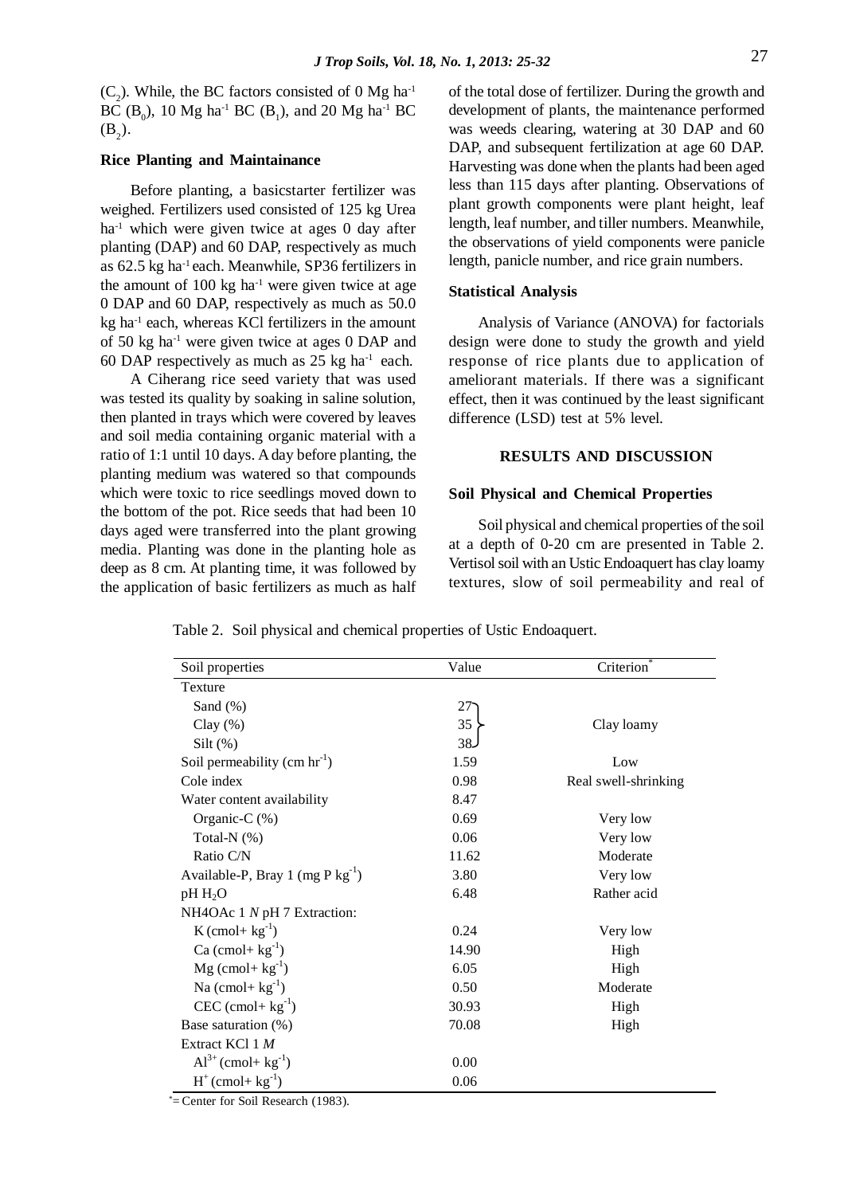($C_2$). While, the BC factors consisted of 0 Mg ha$^{-1}$ BC ($B_0$), 10 Mg ha$^{-1}$ BC ($B_1$), and 20 Mg ha$^{-1}$ BC ($B_2$).

### Rice Planting and Maintainance

Before planting, a basicstarter fertilizer was weighed. Fertilizers used consisted of 125 kg Urea ha$^{-1}$ which were given twice at ages 0 day after planting (DAP) and 60 DAP, respectively as much as 62.5 kg ha$^{-1}$ each. Meanwhile, SP36 fertilizers in the amount of 100 kg ha$^{-1}$ were given twice at age 0 DAP and 60 DAP, respectively as much as 50.0 kg ha$^{-1}$ each, whereas KCl fertilizers in the amount of 50 kg ha$^{-1}$ were given twice at ages 0 DAP and 60 DAP respectively as much as 25 kg ha$^{-1}$ each.

A Ciherang rice seed variety that was used was tested its quality by soaking in saline solution, then planted in trays which were covered by leaves and soil media containing organic material with a ratio of 1:1 until 10 days. A day before planting, the planting medium was watered so that compounds which were toxic to rice seedlings moved down to the bottom of the pot. Rice seeds that had been 10 days aged were transferred into the plant growing media. Planting was done in the planting hole as deep as 8 cm. At planting time, it was followed by the application of basic fertilizers as much as half of the total dose of fertilizer. During the growth and development of plants, the maintenance performed was weeds clearing, watering at 30 DAP and 60 DAP, and subsequent fertilization at age 60 DAP. Harvesting was done when the plants had been aged less than 115 days after planting. Observations of plant growth components were plant height, leaf length, leaf number, and tiller numbers. Meanwhile, the observations of yield components were panicle length, panicle number, and rice grain numbers.

### Statistical Analysis

Analysis of Variance (ANOVA) for factorials design were done to study the growth and yield response of rice plants due to application of ameliorant materials. If there was a significant effect, then it was continued by the least significant difference (LSD) test at 5% level.

## RESULTS AND DISCUSSION

### Soil Physical and Chemical Properties

Soil physical and chemical properties of the soil at a depth of 0-20 cm are presented in Table 2. Vertisol soil with an Ustic Endoaquert has clay loamy textures, slow of soil permeability and real of

Table 2. Soil physical and chemical properties of Ustic Endoaquert.

| Soil properties | Value | Criterion* |
|---|---|---|
| Texture | | |
| Sand (%) | 27 | Clay loamy |
| Clay (%) | 35 | |
| Silt (%) | 38 | |
| Soil permeability (cm hr$^{-1}$) | 1.59 | Low |
| Cole index | 0.98 | Real swell-shrinking |
| Water content availability | 8.47 | |
| Organic-C (%) | 0.69 | Very low |
| Total-N (%) | 0.06 | Very low |
| Ratio C/N | 11.62 | Moderate |
| Available-P, Bray 1 (mg P kg$^{-1}$) | 3.80 | Very low |
| pH $H_2O$ | 6.48 | Rather acid |
| NH4OAc 1 *N* pH 7 Extraction: | | |
| K (cmol+ kg$^{-1}$) | 0.24 | Very low |
| Ca (cmol+ kg$^{-1}$) | 14.90 | High |
| Mg (cmol+ kg$^{-1}$) | 6.05 | High |
| Na (cmol+ kg$^{-1}$) | 0.50 | Moderate |
| CEC (cmol+ kg$^{-1}$) | 30.93 | High |
| Base saturation (%) | 70.08 | High |
| Extract KCl 1 *M* | | |
| $Al^{3+}$ (cmol+ kg$^{-1}$) | 0.00 | |
| $H^{+}$ (cmol+ kg$^{-1}$) | 0.06 | |

*= Center for Soil Research (1983).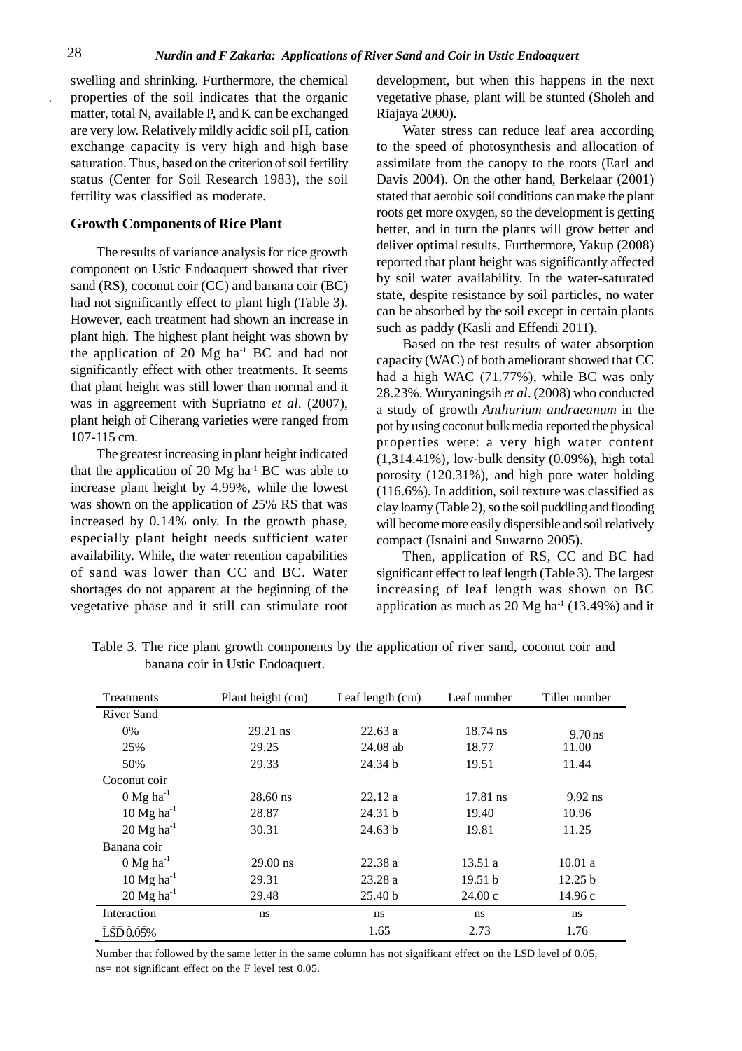swelling and shrinking. Furthermore, the chemical properties of the soil indicates that the organic matter, total N, available P, and K can be exchanged are very low. Relatively mildly acidic soil pH, cation exchange capacity is very high and high base saturation. Thus, based on the criterion of soil fertility status (Center for Soil Research 1983), the soil fertility was classified as moderate.

## Growth Components of Rice Plant

The results of variance analysis for rice growth component on Ustic Endoaquert showed that river sand (RS), coconut coir (CC) and banana coir (BC) had not significantly effect to plant high (Table 3). However, each treatment had shown an increase in plant high. The highest plant height was shown by the application of 20 Mg ha$^{-1}$ BC and had not significantly effect with other treatments. It seems that plant height was still lower than normal and it was in aggreement with Supriatno *et al*. (2007), plant heigh of Ciherang varieties were ranged from 107-115 cm.

The greatest increasing in plant height indicated that the application of 20 Mg ha$^{-1}$ BC was able to increase plant height by 4.99%, while the lowest was shown on the application of 25% RS that was increased by 0.14% only. In the growth phase, especially plant height needs sufficient water availability. While, the water retention capabilities of sand was lower than CC and BC. Water shortages do not apparent at the beginning of the vegetative phase and it still can stimulate root development, but when this happens in the next vegetative phase, plant will be stunted (Sholeh and Riajaya 2000).

Water stress can reduce leaf area according to the speed of photosynthesis and allocation of assimilate from the canopy to the roots (Earl and Davis 2004). On the other hand, Berkelaar (2001) stated that aerobic soil conditions can make the plant roots get more oxygen, so the development is getting better, and in turn the plants will grow better and deliver optimal results. Furthermore, Yakup (2008) reported that plant height was significantly affected by soil water availability. In the water-saturated state, despite resistance by soil particles, no water can be absorbed by the soil except in certain plants such as paddy (Kasli and Effendi 2011).

Based on the test results of water absorption capacity (WAC) of both ameliorant showed that CC had a high WAC (71.77%), while BC was only 28.23%. Wuryaningsih *et al*. (2008) who conducted a study of growth *Anthurium andraeanum* in the pot by using coconut bulk media reported the physical properties were: a very high water content (1,314.41%), low-bulk density (0.09%), high total porosity (120.31%), and high pore water holding (116.6%). In addition, soil texture was classified as clay loamy (Table 2), so the soil puddling and flooding will become more easily dispersible and soil relatively compact (Isnaini and Suwarno 2005).

Then, application of RS, CC and BC had significant effect to leaf length (Table 3). The largest increasing of leaf length was shown on BC application as much as 20 Mg ha$^{-1}$ (13.49%) and it

Table 3. The rice plant growth components by the application of river sand, coconut coir and banana coir in Ustic Endoaquert.

| Treatments | Plant height (cm) | Leaf length (cm) | Leaf number | Tiller number |
|---|---|---|---|---|
| River Sand | | | | |
| 0% | 29.21 ns | 22.63 a | 18.74 ns | 9.70 ns |
| 25% | 29.25 | 24.08 ab | 18.77 | 11.00 |
| 50% | 29.33 | 24.34 b | 19.51 | 11.44 |
| Coconut coir | | | | |
| 0 Mg ha$^{-1}$ | 28.60 ns | 22.12 a | 17.81 ns | 9.92 ns |
| 10 Mg ha$^{-1}$ | 28.87 | 24.31 b | 19.40 | 10.96 |
| 20 Mg ha$^{-1}$ | 30.31 | 24.63 b | 19.81 | 11.25 |
| Banana coir | | | | |
| 0 Mg ha$^{-1}$ | 29.00 ns | 22.38 a | 13.51 a | 10.01 a |
| 10 Mg ha$^{-1}$ | 29.31 | 23.28 a | 19.51 b | 12.25 b |
| 20 Mg ha$^{-1}$ | 29.48 | 25.40 b | 24.00 c | 14.96 c |
| Interaction | ns | ns | ns | ns |
| LSD 0.05% | | 1.65 | 2.73 | 1.76 |

Number that followed by the same letter in the same column has not significant effect on the LSD level of 0.05, ns= not significant effect on the F level test 0.05.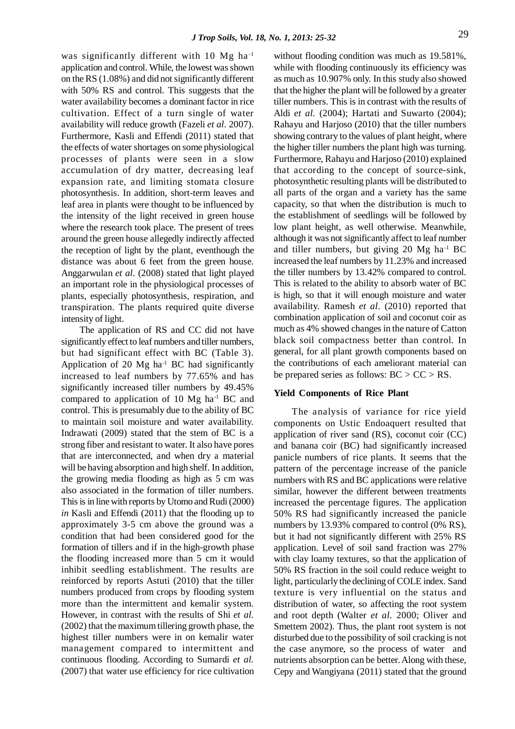was significantly different with 10 Mg ha$^{-1}$ application and control. While, the lowest was shown on the RS (1.08%) and did not significantly different with 50% RS and control. This suggests that the water availability becomes a dominant factor in rice cultivation. Effect of a turn single of water availability will reduce growth (Fazeli *et al*. 2007). Furthermore, Kasli and Effendi (2011) stated that the effects of water shortages on some physiological processes of plants were seen in a slow accumulation of dry matter, decreasing leaf expansion rate, and limiting stomata closure photosynthesis. In addition, short-term leaves and leaf area in plants were thought to be influenced by the intensity of the light received in green house where the research took place. The present of trees around the green house allegedly indirectly affected the reception of light by the plant, eventhough the distance was about 6 feet from the green house. Anggarwulan *et al*. (2008) stated that light played an important role in the physiological processes of plants, especially photosynthesis, respiration, and transpiration. The plants required quite diverse intensity of light.

The application of RS and CC did not have significantly effect to leaf numbers and tiller numbers, but had significant effect with BC (Table 3). Application of 20 Mg ha$^{-1}$ BC had significantly increased to leaf numbers by 77.65% and has significantly increased tiller numbers by 49.45% compared to application of 10 Mg ha$^{-1}$ BC and control. This is presumably due to the ability of BC to maintain soil moisture and water availability. Indrawati (2009) stated that the stem of BC is a strong fiber and resistant to water. It also have pores that are interconnected, and when dry a material will be having absorption and high shelf. In addition, the growing media flooding as high as 5 cm was also associated in the formation of tiller numbers. This is in line with reports by Utomo and Rudi (2000) *in* Kasli and Effendi (2011) that the flooding up to approximately 3-5 cm above the ground was a condition that had been considered good for the formation of tillers and if in the high-growth phase the flooding increased more than 5 cm it would inhibit seedling establishment. The results are reinforced by reports Astuti (2010) that the tiller numbers produced from crops by flooding system more than the intermittent and kemalir system. However, in contrast with the results of Shi *et al.* (2002) that the maximum tillering growth phase, the highest tiller numbers were in on kemalir water management compared to intermittent and continuous flooding. According to Sumardi *et al.* (2007) that water use efficiency for rice cultivation without flooding condition was much as 19.581%, while with flooding continuously its efficiency was as much as 10.907% only. In this study also showed that the higher the plant will be followed by a greater tiller numbers. This is in contrast with the results of Aldi *et al.* (2004); Hartati and Suwarto (2004); Rahayu and Harjoso (2010) that the tiller numbers showing contrary to the values of plant height, where the higher tiller numbers the plant high was turning. Furthermore, Rahayu and Harjoso (2010) explained that according to the concept of source-sink, photosynthetic resulting plants will be distributed to all parts of the organ and a variety has the same capacity, so that when the distribution is much to the establishment of seedlings will be followed by low plant height, as well otherwise. Meanwhile, although it was not significantly affect to leaf number and tiller numbers, but giving 20 Mg ha$^{-1}$ BC increased the leaf numbers by 11.23% and increased the tiller numbers by 13.42% compared to control. This is related to the ability to absorb water of BC is high, so that it will enough moisture and water availability. Ramesh *et al*. (2010) reported that combination application of soil and coconut coir as much as 4% showed changes in the nature of Catton black soil compactness better than control. In general, for all plant growth components based on the contributions of each ameliorant material can be prepared series as follows: BC > CC > RS.

### Yield Components of Rice Plant

The analysis of variance for rice yield components on Ustic Endoaquert resulted that application of river sand (RS), coconut coir (CC) and banana coir (BC) had significantly increased panicle numbers of rice plants. It seems that the pattern of the percentage increase of the panicle numbers with RS and BC applications were relative similar, however the different between treatments increased the percentage figures. The application 50% RS had significantly increased the panicle numbers by 13.93% compared to control (0% RS), but it had not significantly different with 25% RS application. Level of soil sand fraction was 27% with clay loamy textures, so that the application of 50% RS fraction in the soil could reduce weight to light, particularly the declining of COLE index. Sand texture is very influential on the status and distribution of water, so affecting the root system and root depth (Walter *et al*. 2000; Oliver and Smettem 2002). Thus, the plant root system is not disturbed due to the possibility of soil cracking is not the case anymore, so the process of water and nutrients absorption can be better. Along with these, Cepy and Wangiyana (2011) stated that the ground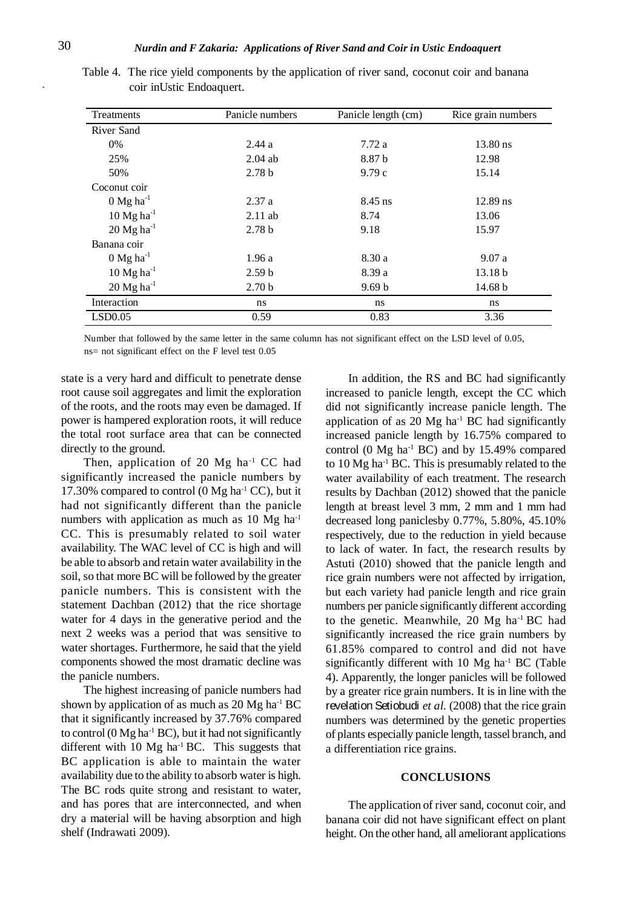Table 4. The rice yield components by the application of river sand, coconut coir and banana coir inUstic Endoaquert.

| Treatments | Panicle numbers | Panicle length (cm) | Rice grain numbers |
|---|---|---|---|
| River Sand | | | |
| 0% | 2.44 a | 7.72 a | 13.80 ns |
| 25% | 2.04 ab | 8.87 b | 12.98 |
| 50% | 2.78 b | 9.79 c | 15.14 |
| Coconut coir | | | |
| 0 Mg ha$^{-1}$ | 2.37 a | 8.45 ns | 12.89 ns |
| 10 Mg ha$^{-1}$ | 2.11 ab | 8.74 | 13.06 |
| 20 Mg ha$^{-1}$ | 2.78 b | 9.18 | 15.97 |
| Banana coir | | | |
| 0 Mg ha$^{-1}$ | 1.96 a | 8.30 a | 9.07 a |
| 10 Mg ha$^{-1}$ | 2.59 b | 8.39 a | 13.18 b |
| 20 Mg ha$^{-1}$ | 2.70 b | 9.69 b | 14.68 b |
| Interaction | ns | ns | ns |
| LSD0.05 | 0.59 | 0.83 | 3.36 |

Number that followed by the same letter in the same column has not significant effect on the LSD level of 0.05, ns= not significant effect on the F level test 0.05

state is a very hard and difficult to penetrate dense root cause soil aggregates and limit the exploration of the roots, and the roots may even be damaged. If power is hampered exploration roots, it will reduce the total root surface area that can be connected directly to the ground.

Then, application of 20 Mg ha$^{-1}$ CC had significantly increased the panicle numbers by 17.30% compared to control (0 Mg ha$^{-1}$ CC), but it had not significantly different than the panicle numbers with application as much as 10 Mg ha$^{-1}$ CC. This is presumably related to soil water availability. The WAC level of CC is high and will be able to absorb and retain water availability in the soil, so that more BC will be followed by the greater panicle numbers. This is consistent with the statement Dachban (2012) that the rice shortage water for 4 days in the generative period and the next 2 weeks was a period that was sensitive to water shortages. Furthermore, he said that the yield components showed the most dramatic decline was the panicle numbers.

The highest increasing of panicle numbers had shown by application of as much as 20 Mg ha$^{-1}$ BC that it significantly increased by 37.76% compared to control (0 Mg ha$^{-1}$ BC), but it had not significantly different with 10 Mg ha$^{-1}$ BC. This suggests that BC application is able to maintain the water availability due to the ability to absorb water is high. The BC rods quite strong and resistant to water, and has pores that are interconnected, and when dry a material will be having absorption and high shelf (Indrawati 2009).

In addition, the RS and BC had significantly increased to panicle length, except the CC which did not significantly increase panicle length. The application of as 20 Mg ha$^{-1}$ BC had significantly increased panicle length by 16.75% compared to control (0 Mg ha$^{-1}$ BC) and by 15.49% compared to 10 Mg ha$^{-1}$ BC. This is presumably related to the water availability of each treatment. The research results by Dachban (2012) showed that the panicle length at breast level 3 mm, 2 mm and 1 mm had decreased long paniclesby 0.77%, 5.80%, 45.10% respectively, due to the reduction in yield because to lack of water. In fact, the research results by Astuti (2010) showed that the panicle length and rice grain numbers were not affected by irrigation, but each variety had panicle length and rice grain numbers per panicle significantly different according to the genetic. Meanwhile, 20 Mg ha$^{-1}$ BC had significantly increased the rice grain numbers by 61.85% compared to control and did not have significantly different with 10 Mg ha$^{-1}$ BC (Table 4). Apparently, the longer panicles will be followed by a greater rice grain numbers. It is in line with the revelation Setiobudi *et al.* (2008) that the rice grain numbers was determined by the genetic properties of plants especially panicle length, tassel branch, and a differentiation rice grains.

## CONCLUSIONS

The application of river sand, coconut coir, and banana coir did not have significant effect on plant height. On the other hand, all ameliorant applications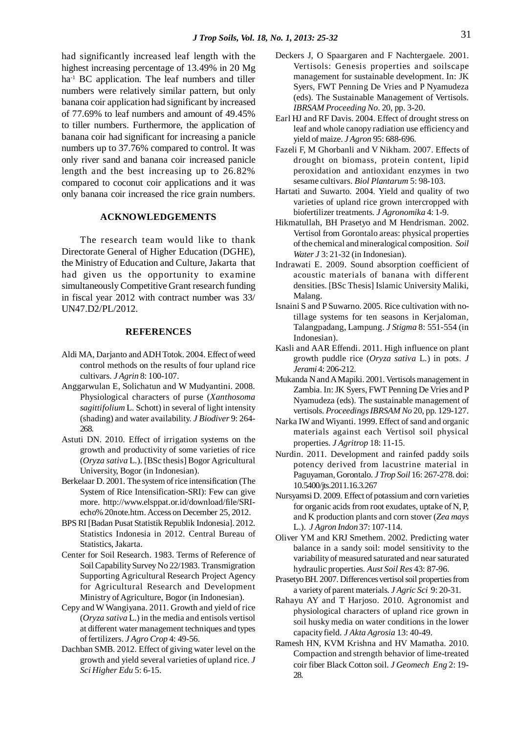had significantly increased leaf length with the highest increasing percentage of 13.49% in 20 Mg ha$^{-1}$ BC application. The leaf numbers and tiller numbers were relatively similar pattern, but only banana coir application had significant by increased of 77.69% to leaf numbers and amount of 49.45% to tiller numbers. Furthermore, the application of banana coir had significant for increasing a panicle numbers up to 37.76% compared to control. It was only river sand and banana coir increased panicle length and the best increasing up to 26.82% compared to coconut coir applications and it was only banana coir increased the rice grain numbers.

## ACKNOWLEDGEMENTS

The research team would like to thank Directorate General of Higher Education (DGHE), the Ministry of Education and Culture, Jakarta that had given us the opportunity to examine simultaneously Competitive Grant research funding in fiscal year 2012 with contract number was 33/UN47.D2/PL/2012.

## REFERENCES

Aldi MA, Darjanto and ADH Totok. 2004. Effect of weed control methods on the results of four upland rice cultivars. *J Agrin* 8: 100-107.

Anggarwulan E, Solichatun and W Mudyantini. 2008. Physiological characters of purse (*Xanthosoma sagittifolium* L. Schott) in several of light intensity (shading) and water availability. *J Biodiver* 9: 264-268.

Astuti DN. 2010. Effect of irrigation systems on the growth and productivity of some varieties of rice (*Oryza sativa* L.). [BSc thesis] Bogor Agricultural University, Bogor (in Indonesian).

Berkelaar D. 2001. The system of rice intensification (The System of Rice Intensification-SRI): Few can give more. http://www.elsppat.or.id/download/file/SRI-echo% 20note.htm. Access on December 25, 2012.

BPS RI [Badan Pusat Statistik Republik Indonesia]. 2012. Statistics Indonesia in 2012. Central Bureau of Statistics, Jakarta.

Center for Soil Research. 1983. Terms of Reference of Soil Capability Survey No 22/1983. Transmigration Supporting Agricultural Research Project Agency for Agricultural Research and Development Ministry of Agriculture, Bogor (in Indonesian).

Cepy and W Wangiyana. 2011. Growth and yield of rice (*Oryza sativa* L.) in the media and entisols vertisol at different water management techniques and types of fertilizers. *J Agro Crop* 4: 49-56.

Dachban SMB. 2012. Effect of giving water level on the growth and yield several varieties of upland rice. *J Sci Higher Edu* 5: 6-15.

Deckers J, O Spaargaren and F Nachtergaele. 2001. Vertisols: Genesis properties and soilscape management for sustainable development. In: JK Syers, FWT Penning De Vries and P Nyamudeza (eds). The Sustainable Management of Vertisols. *IBRSAM Proceeding No*. 20, pp. 3-20.

Earl HJ and RF Davis. 2004. Effect of drought stress on leaf and whole canopy radiation use efficiency and yield of maize. *J Agron* 95: 688-696.

Fazeli F, M Ghorbanli and V Nikham. 2007. Effects of drought on biomass, protein content, lipid peroxidation and antioxidant enzymes in two sesame cultivars. *Biol Plantarum* 5: 98-103.

Hartati and Suwarto. 2004. Yield and quality of two varieties of upland rice grown intercropped with biofertilizer treatments. *J Agronomika* 4: 1-9.

Hikmatullah, BH Prasetyo and M Hendrisman. 2002. Vertisol from Gorontalo areas: physical properties of the chemical and mineralogical composition. *Soil Water J* 3: 21-32 (in Indonesian).

Indrawati E. 2009. Sound absorption coefficient of acoustic materials of banana with different densities. [BSc Thesis] Islamic University Maliki, Malang.

Isnaini S and P Suwarno. 2005. Rice cultivation with no-tillage systems for ten seasons in Kerjaloman, Talangpadang, Lampung. *J Stigma* 8: 551-554 (in Indonesian).

Kasli and AAR Effendi. 2011. High influence on plant growth puddle rice (*Oryza sativa* L.) in pots. *J Jerami* 4: 206-212.

Mukanda N and A Mapiki. 2001. Vertisols management in Zambia. In: JK Syers, FWT Penning De Vries and P Nyamudeza (eds). The sustainable management of vertisols. *Proceedings IBRSAM No* 20, pp. 129-127.

Narka IW and Wiyanti. 1999. Effect of sand and organic materials against each Vertisol soil physical properties. *J Agritrop* 18: 11-15.

Nurdin. 2011. Development and rainfed paddy soils potency derived from lacustrine material in Paguyaman, Gorontalo. *J Trop Soil* 16: 267-278. doi: 10.5400/jts.2011.16.3.267

Nursyamsi D. 2009. Effect of potassium and corn varieties for organic acids from root exudates, uptake of N, P, and K production plants and corn stover (*Zea mays* L.). *J Agron Indon* 37: 107-114.

Oliver YM and KRJ Smethem. 2002. Predicting water balance in a sandy soil: model sensitivity to the variability of measured saturated and near saturated hydraulic properties. *Aust Soil Res* 43: 87-96.

Prasetyo BH. 2007. Differences vertisol soil properties from a variety of parent materials. *J Agric Sci* 9: 20-31.

Rahayu AY and T Harjoso. 2010. Agronomist and physiological characters of upland rice grown in soil husky media on water conditions in the lower capacity field. *J Akta Agrosia* 13: 40-49.

Ramesh HN, KVM Krishna and HV Mamatha. 2010. Compaction and strength behavior of lime-treated coir fiber Black Cotton soil. *J Geomech Eng* 2: 19-28.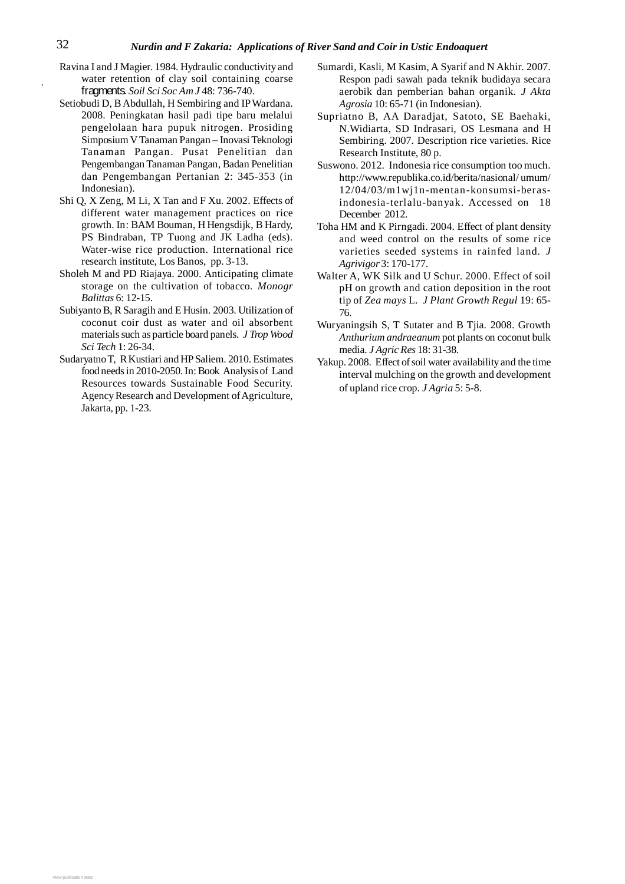Ravina I and J Magier. 1984. Hydraulic conductivity and water retention of clay soil containing coarse fragments. *Soil Sci Soc Am J* 48: 736-740.

Setiobudi D, B Abdullah, H Sembiring and IP Wardana. 2008. Peningkatan hasil padi tipe baru melalui pengelolaan hara pupuk nitrogen. Prosiding Simposium V Tanaman Pangan – Inovasi Teknologi Tanaman Pangan. Pusat Penelitian dan Pengembangan Tanaman Pangan, Badan Penelitian dan Pengembangan Pertanian 2: 345-353 (in Indonesian).

Shi Q, X Zeng, M Li, X Tan and F Xu. 2002. Effects of different water management practices on rice growth. In: BAM Bouman, H Hengsdijk, B Hardy, PS Bindraban, TP Tuong and JK Ladha (eds). Water-wise rice production. International rice research institute, Los Banos, pp. 3-13.

Sholeh M and PD Riajaya. 2000. Anticipating climate storage on the cultivation of tobacco. *Monogr Balittas* 6: 12-15.

Subiyanto B, R Saragih and E Husin. 2003. Utilization of coconut coir dust as water and oil absorbent materials such as particle board panels. *J Trop Wood Sci Tech* 1: 26-34.

Sudaryatno T, R Kustiari and HP Saliem. 2010. Estimates food needs in 2010-2050. In: Book Analysis of Land Resources towards Sustainable Food Security. Agency Research and Development of Agriculture, Jakarta, pp. 1-23.

Sumardi, Kasli, M Kasim, A Syarif and N Akhir. 2007. Respon padi sawah pada teknik budidaya secara aerobik dan pemberian bahan organik. *J Akta Agrosia* 10: 65-71 (in Indonesian).

Supriatno B, AA Daradjat, Satoto, SE Baehaki, N.Widiarta, SD Indrasari, OS Lesmana and H Sembiring. 2007. Description rice varieties. Rice Research Institute, 80 p.

Suswono. 2012. Indonesia rice consumption too much. http://www.republika.co.id/berita/nasional/umum/12/04/03/m1wj1n-mentan-konsumsi-beras-indonesia-terlalu-banyak. Accessed on 18 December 2012.

Toha HM and K Pirngadi. 2004. Effect of plant density and weed control on the results of some rice varieties seeded systems in rainfed land. *J Agrivigor* 3: 170-177.

Walter A, WK Silk and U Schur. 2000. Effect of soil pH on growth and cation deposition in the root tip of *Zea mays* L. *J Plant Growth Regul* 19: 65-76.

Wuryaningsih S, T Sutater and B Tjia. 2008. Growth *Anthurium andraeanum* pot plants on coconut bulk media. *J Agric Res* 18: 31-38.

Yakup. 2008. Effect of soil water availability and the time interval mulching on the growth and development of upland rice crop. *J Agria* 5: 5-8.